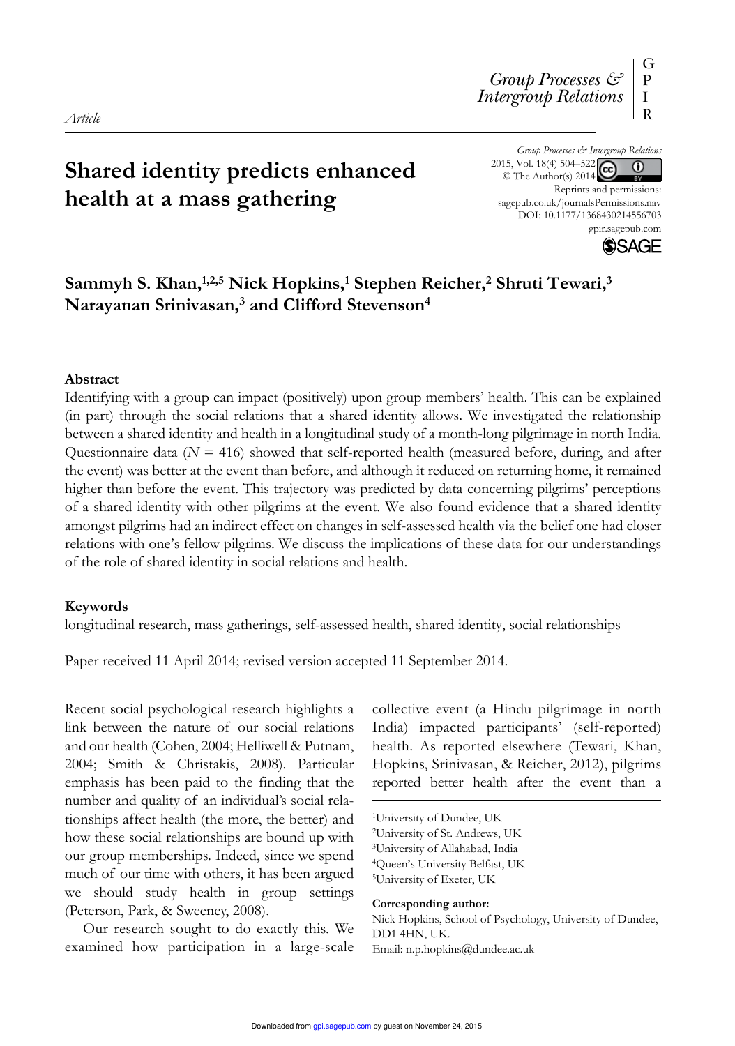Article

# Shared identity predicts enhanced health at a mass gathering

Sammyh S. Khan,[1,2,5] Nick Hopkins,[1] Stephen Reicher,[2] Shruti Tewari,[3] Narayanan Srinivasan,[3] and Clifford Stevenson[4]

## Abstract

Identifying with a group can impact (positively) upon group members' health. This can be explained (in part) through the social relations that a shared identity allows. We investigated the relationship between a shared identity and health in a longitudinal study of a month-long pilgrimage in north India. Questionnaire data ($N$ = 416) showed that self-reported health (measured before, during, and after the event) was better at the event than before, and although it reduced on returning home, it remained higher than before the event. This trajectory was predicted by data concerning pilgrims' perceptions of a shared identity with other pilgrims at the event. We also found evidence that a shared identity amongst pilgrims had an indirect effect on changes in self-assessed health via the belief one had closer relations with one's fellow pilgrims. We discuss the implications of these data for our understandings of the role of shared identity in social relations and health.

## Keywords

longitudinal research, mass gatherings, self-assessed health, shared identity, social relationships

Paper received 11 April 2014; revised version accepted 11 September 2014.

Recent social psychological research highlights a link between the nature of our social relations and our health (Cohen, 2004; Helliwell & Putnam, 2004; Smith & Christakis, 2008). Particular emphasis has been paid to the finding that the number and quality of an individual's social relationships affect health (the more, the better) and how these social relationships are bound up with our group memberships. Indeed, since we spend much of our time with others, it has been argued we should study health in group settings (Peterson, Park, & Sweeney, 2008).

Our research sought to do exactly this. We examined how participation in a large-scale collective event (a Hindu pilgrimage in north India) impacted participants' (self-reported) health. As reported elsewhere (Tewari, Khan, Hopkins, Srinivasan, & Reicher, 2012), pilgrims reported better health after the event than a

[1]University of Dundee, UK
[2]University of St. Andrews, UK
[3]University of Allahabad, India
[4]Queen's University Belfast, UK
[5]University of Exeter, UK

**Corresponding author:**
Nick Hopkins, School of Psychology, University of Dundee, DD1 4HN, UK.
Email: n.p.hopkins@dundee.ac.uk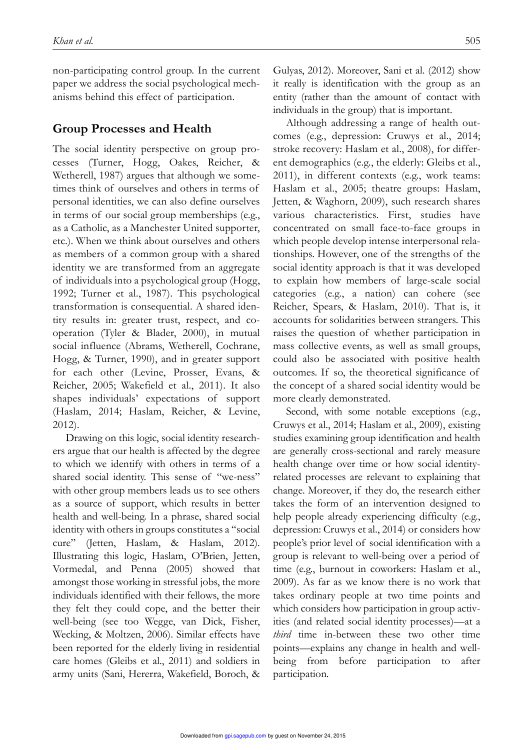non-participating control group. In the current paper we address the social psychological mechanisms behind this effect of participation.

## Group Processes and Health

The social identity perspective on group processes (Turner, Hogg, Oakes, Reicher, & Wetherell, 1987) argues that although we sometimes think of ourselves and others in terms of personal identities, we can also define ourselves in terms of our social group memberships (e.g., as a Catholic, as a Manchester United supporter, etc.). When we think about ourselves and others as members of a common group with a shared identity we are transformed from an aggregate of individuals into a psychological group (Hogg, 1992; Turner et al., 1987). This psychological transformation is consequential. A shared identity results in: greater trust, respect, and cooperation (Tyler & Blader, 2000), in mutual social influence (Abrams, Wetherell, Cochrane, Hogg, & Turner, 1990), and in greater support for each other (Levine, Prosser, Evans, & Reicher, 2005; Wakefield et al., 2011). It also shapes individuals' expectations of support (Haslam, 2014; Haslam, Reicher, & Levine, 2012).

Drawing on this logic, social identity researchers argue that our health is affected by the degree to which we identify with others in terms of a shared social identity. This sense of "we-ness" with other group members leads us to see others as a source of support, which results in better health and well-being. In a phrase, shared social identity with others in groups constitutes a "social cure" (Jetten, Haslam, & Haslam, 2012). Illustrating this logic, Haslam, O'Brien, Jetten, Vormedal, and Penna (2005) showed that amongst those working in stressful jobs, the more individuals identified with their fellows, the more they felt they could cope, and the better their well-being (see too Wegge, van Dick, Fisher, Wecking, & Moltzen, 2006). Similar effects have been reported for the elderly living in residential care homes (Gleibs et al., 2011) and soldiers in army units (Sani, Hererra, Wakefield, Boroch, & Gulyas, 2012). Moreover, Sani et al. (2012) show it really is identification with the group as an entity (rather than the amount of contact with individuals in the group) that is important.

Although addressing a range of health outcomes (e.g., depression: Cruwys et al., 2014; stroke recovery: Haslam et al., 2008), for different demographics (e.g., the elderly: Gleibs et al., 2011), in different contexts (e.g., work teams: Haslam et al., 2005; theatre groups: Haslam, Jetten, & Waghorn, 2009), such research shares various characteristics. First, studies have concentrated on small face-to-face groups in which people develop intense interpersonal relationships. However, one of the strengths of the social identity approach is that it was developed to explain how members of large-scale social categories (e.g., a nation) can cohere (see Reicher, Spears, & Haslam, 2010). That is, it accounts for solidarities between strangers. This raises the question of whether participation in mass collective events, as well as small groups, could also be associated with positive health outcomes. If so, the theoretical significance of the concept of a shared social identity would be more clearly demonstrated.

Second, with some notable exceptions (e.g., Cruwys et al., 2014; Haslam et al., 2009), existing studies examining group identification and health are generally cross-sectional and rarely measure health change over time or how social identity-related processes are relevant to explaining that change. Moreover, if they do, the research either takes the form of an intervention designed to help people already experiencing difficulty (e.g., depression: Cruwys et al., 2014) or considers how people's prior level of social identification with a group is relevant to well-being over a period of time (e.g., burnout in coworkers: Haslam et al., 2009). As far as we know there is no work that takes ordinary people at two time points and which considers how participation in group activities (and related social identity processes)—at a *third* time in-between these two other time points—explains any change in health and well-being from before participation to after participation.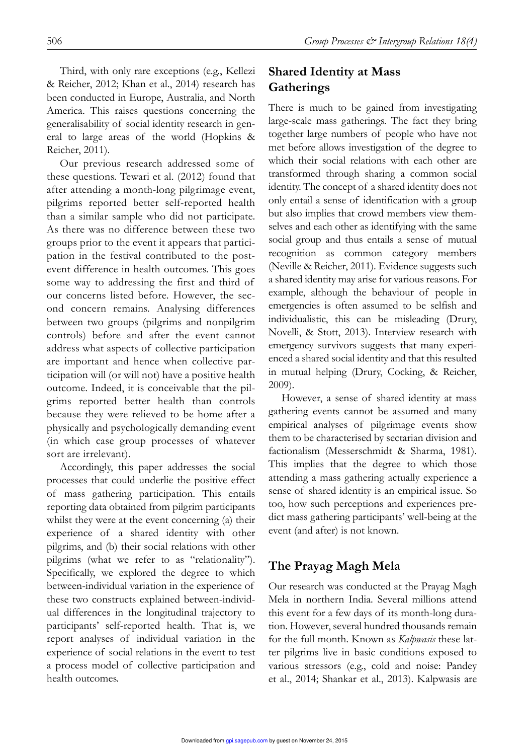Third, with only rare exceptions (e.g., Kellezi & Reicher, 2012; Khan et al., 2014) research has been conducted in Europe, Australia, and North America. This raises questions concerning the generalisability of social identity research in general to large areas of the world (Hopkins & Reicher, 2011).

Our previous research addressed some of these questions. Tewari et al. (2012) found that after attending a month-long pilgrimage event, pilgrims reported better self-reported health than a similar sample who did not participate. As there was no difference between these two groups prior to the event it appears that participation in the festival contributed to the post-event difference in health outcomes. This goes some way to addressing the first and third of our concerns listed before. However, the second concern remains. Analysing differences between two groups (pilgrims and nonpilgrim controls) before and after the event cannot address what aspects of collective participation are important and hence when collective participation will (or will not) have a positive health outcome. Indeed, it is conceivable that the pilgrims reported better health than controls because they were relieved to be home after a physically and psychologically demanding event (in which case group processes of whatever sort are irrelevant).

Accordingly, this paper addresses the social processes that could underlie the positive effect of mass gathering participation. This entails reporting data obtained from pilgrim participants whilst they were at the event concerning (a) their experience of a shared identity with other pilgrims, and (b) their social relations with other pilgrims (what we refer to as "relationality"). Specifically, we explored the degree to which between-individual variation in the experience of these two constructs explained between-individual differences in the longitudinal trajectory to participants' self-reported health. That is, we report analyses of individual variation in the experience of social relations in the event to test a process model of collective participation and health outcomes.

## Shared Identity at Mass Gatherings

There is much to be gained from investigating large-scale mass gatherings. The fact they bring together large numbers of people who have not met before allows investigation of the degree to which their social relations with each other are transformed through sharing a common social identity. The concept of a shared identity does not only entail a sense of identification with a group but also implies that crowd members view themselves and each other as identifying with the same social group and thus entails a sense of mutual recognition as common category members (Neville & Reicher, 2011). Evidence suggests such a shared identity may arise for various reasons. For example, although the behaviour of people in emergencies is often assumed to be selfish and individualistic, this can be misleading (Drury, Novelli, & Stott, 2013). Interview research with emergency survivors suggests that many experienced a shared social identity and that this resulted in mutual helping (Drury, Cocking, & Reicher, 2009).

However, a sense of shared identity at mass gathering events cannot be assumed and many empirical analyses of pilgrimage events show them to be characterised by sectarian division and factionalism (Messerschmidt & Sharma, 1981). This implies that the degree to which those attending a mass gathering actually experience a sense of shared identity is an empirical issue. So too, how such perceptions and experiences predict mass gathering participants' well-being at the event (and after) is not known.

## The Prayag Magh Mela

Our research was conducted at the Prayag Magh Mela in northern India. Several millions attend this event for a few days of its month-long duration. However, several hundred thousands remain for the full month. Known as *Kalpwasis* these latter pilgrims live in basic conditions exposed to various stressors (e.g., cold and noise: Pandey et al., 2014; Shankar et al., 2013). Kalpwasis are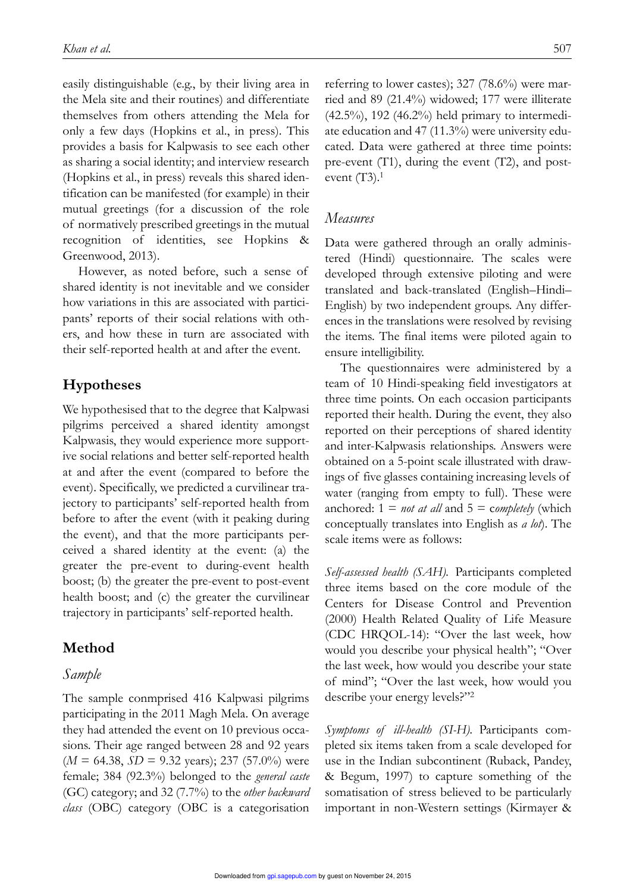easily distinguishable (e.g., by their living area in the Mela site and their routines) and differentiate themselves from others attending the Mela for only a few days (Hopkins et al., in press). This provides a basis for Kalpwasis to see each other as sharing a social identity; and interview research (Hopkins et al., in press) reveals this shared identification can be manifested (for example) in their mutual greetings (for a discussion of the role of normatively prescribed greetings in the mutual recognition of identities, see Hopkins & Greenwood, 2013).

However, as noted before, such a sense of shared identity is not inevitable and we consider how variations in this are associated with participants' reports of their social relations with others, and how these in turn are associated with their self-reported health at and after the event.

## Hypotheses

We hypothesised that to the degree that Kalpwasi pilgrims perceived a shared identity amongst Kalpwasis, they would experience more supportive social relations and better self-reported health at and after the event (compared to before the event). Specifically, we predicted a curvilinear trajectory to participants' self-reported health from before to after the event (with it peaking during the event), and that the more participants perceived a shared identity at the event: (a) the greater the pre-event to during-event health boost; (b) the greater the pre-event to post-event health boost; and (c) the greater the curvilinear trajectory in participants' self-reported health.

## Method

### *Sample*

The sample conmprised 416 Kalpwasi pilgrims participating in the 2011 Magh Mela. On average they had attended the event on 10 previous occasions. Their age ranged between 28 and 92 years ($M$ = 64.38, $SD$ = 9.32 years); 237 (57.0%) were female; 384 (92.3%) belonged to the *general caste* (GC) category; and 32 (7.7%) to the *other backward class* (OBC) category (OBC is a categorisation referring to lower castes); 327 (78.6%) were married and 89 (21.4%) widowed; 177 were illiterate (42.5%), 192 (46.2%) held primary to intermediate education and 47 (11.3%) were university educated. Data were gathered at three time points: pre-event (T1), during the event (T2), and post-event (T3).[1]

### *Measures*

Data were gathered through an orally administered (Hindi) questionnaire. The scales were developed through extensive piloting and were translated and back-translated (English–Hindi–English) by two independent groups. Any differences in the translations were resolved by revising the items. The final items were piloted again to ensure intelligibility.

The questionnaires were administered by a team of 10 Hindi-speaking field investigators at three time points. On each occasion participants reported their health. During the event, they also reported on their perceptions of shared identity and inter-Kalpwasis relationships. Answers were obtained on a 5-point scale illustrated with drawings of five glasses containing increasing levels of water (ranging from empty to full). These were anchored: 1 = *not at all* and 5 = c*ompletely* (which conceptually translates into English as *a lot*). The scale items were as follows:

*Self-assessed health (SAH).* Participants completed three items based on the core module of the Centers for Disease Control and Prevention (2000) Health Related Quality of Life Measure (CDC HRQOL-14): "Over the last week, how would you describe your physical health"; "Over the last week, how would you describe your state of mind"; "Over the last week, how would you describe your energy levels?"[2]

*Symptoms of ill-health (SI-H).* Participants completed six items taken from a scale developed for use in the Indian subcontinent (Ruback, Pandey, & Begum, 1997) to capture something of the somatisation of stress believed to be particularly important in non-Western settings (Kirmayer &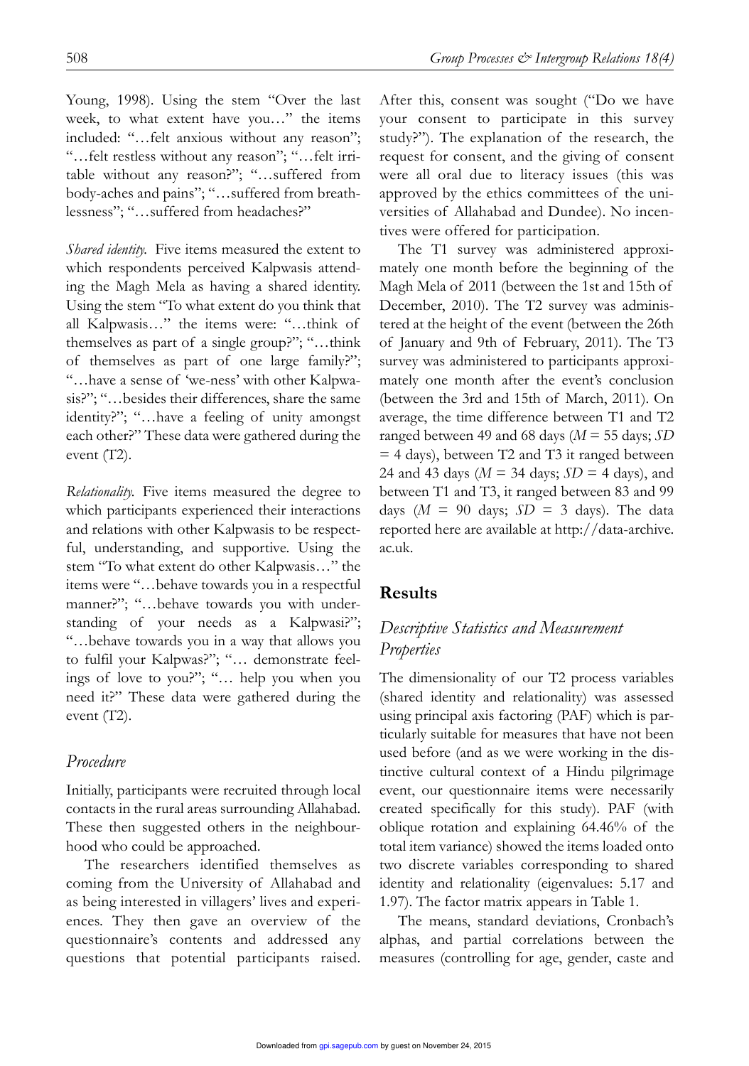Young, 1998). Using the stem "Over the last week, to what extent have you…" the items included: "…felt anxious without any reason"; "…felt restless without any reason"; "…felt irritable without any reason?"; "…suffered from body-aches and pains"; "…suffered from breathlessness"; "…suffered from headaches?"

*Shared identity.* Five items measured the extent to which respondents perceived Kalpwasis attending the Magh Mela as having a shared identity. Using the stem "To what extent do you think that all Kalpwasis…" the items were: "…think of themselves as part of a single group?"; "…think of themselves as part of one large family?"; "…have a sense of 'we-ness' with other Kalpwasis?"; "…besides their differences, share the same identity?"; "…have a feeling of unity amongst each other?" These data were gathered during the event (T2).

*Relationality.* Five items measured the degree to which participants experienced their interactions and relations with other Kalpwasis to be respectful, understanding, and supportive. Using the stem "To what extent do other Kalpwasis…" the items were "…behave towards you in a respectful manner?"; "…behave towards you with understanding of your needs as a Kalpwasi?"; "…behave towards you in a way that allows you to fulfil your Kalpwas?"; "… demonstrate feelings of love to you?"; "… help you when you need it?" These data were gathered during the event (T2).

## Procedure

Initially, participants were recruited through local contacts in the rural areas surrounding Allahabad. These then suggested others in the neighbourhood who could be approached.

The researchers identified themselves as coming from the University of Allahabad and as being interested in villagers' lives and experiences. They then gave an overview of the questionnaire's contents and addressed any questions that potential participants raised. After this, consent was sought ("Do we have your consent to participate in this survey study?"). The explanation of the research, the request for consent, and the giving of consent were all oral due to literacy issues (this was approved by the ethics committees of the universities of Allahabad and Dundee). No incentives were offered for participation.

The T1 survey was administered approximately one month before the beginning of the Magh Mela of 2011 (between the 1st and 15th of December, 2010). The T2 survey was administered at the height of the event (between the 26th of January and 9th of February, 2011). The T3 survey was administered to participants approximately one month after the event's conclusion (between the 3rd and 15th of March, 2011). On average, the time difference between T1 and T2 ranged between 49 and 68 days ($M$ = 55 days; $SD$ = 4 days), between T2 and T3 it ranged between 24 and 43 days ($M$ = 34 days; $SD$ = 4 days), and between T1 and T3, it ranged between 83 and 99 days ($M$ = 90 days; $SD$ = 3 days). The data reported here are available at http://data-archive.ac.uk.

# Results

## Descriptive Statistics and Measurement Properties

The dimensionality of our T2 process variables (shared identity and relationality) was assessed using principal axis factoring (PAF) which is particularly suitable for measures that have not been used before (and as we were working in the distinctive cultural context of a Hindu pilgrimage event, our questionnaire items were necessarily created specifically for this study). PAF (with oblique rotation and explaining 64.46% of the total item variance) showed the items loaded onto two discrete variables corresponding to shared identity and relationality (eigenvalues: 5.17 and 1.97). The factor matrix appears in Table 1.

The means, standard deviations, Cronbach's alphas, and partial correlations between the measures (controlling for age, gender, caste and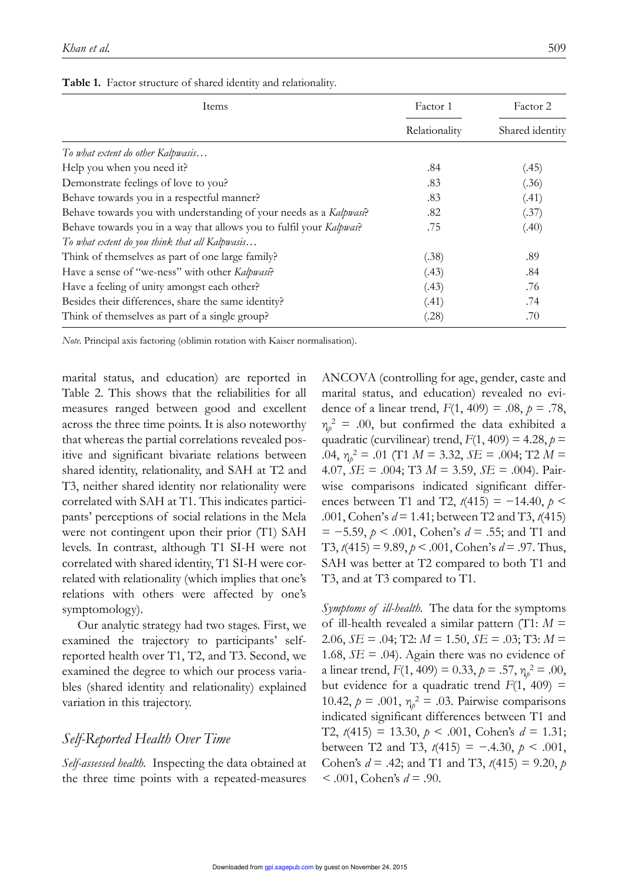**Table 1.** Factor structure of shared identity and relationality.

| Items | Factor 1 | Factor 2 |
|---|---|---|
| | Relationality | Shared identity |
| *To what extent do other Kalpwasis…* | | |
| Help you when you need it? | .84 | (.45) |
| Demonstrate feelings of love to you? | .83 | (.36) |
| Behave towards you in a respectful manner? | .83 | (.41) |
| Behave towards you with understanding of your needs as a *Kalpwasi*? | .82 | (.37) |
| Behave towards you in a way that allows you to fulfil your *Kalpwas*? | .75 | (.40) |
| *To what extent do you think that all Kalpwasis…* | | |
| Think of themselves as part of one large family? | (.38) | .89 |
| Have a sense of "we-ness" with other *Kalpwasi*? | (.43) | .84 |
| Have a feeling of unity amongst each other? | (.43) | .76 |
| Besides their differences, share the same identity? | (.41) | .74 |
| Think of themselves as part of a single group? | (.28) | .70 |

*Note.* Principal axis factoring (oblimin rotation with Kaiser normalisation).

marital status, and education) are reported in Table 2. This shows that the reliabilities for all measures ranged between good and excellent across the three time points. It is also noteworthy that whereas the partial correlations revealed positive and significant bivariate relations between shared identity, relationality, and SAH at T2 and T3, neither shared identity nor relationality were correlated with SAH at T1. This indicates participants' perceptions of social relations in the Mela were not contingent upon their prior (T1) SAH levels. In contrast, although T1 SI-H were not correlated with shared identity, T1 SI-H were correlated with relationality (which implies that one's relations with others were affected by one's symptomology).

Our analytic strategy had two stages. First, we examined the trajectory to participants' self-reported health over T1, T2, and T3. Second, we examined the degree to which our process variables (shared identity and relationality) explained variation in this trajectory.

## Self-Reported Health Over Time

*Self-assessed health.* Inspecting the data obtained at the three time points with a repeated-measures ANCOVA (controlling for age, gender, caste and marital status, and education) revealed no evidence of a linear trend, $F(1, 409) = .08$, $p = .78$, $\eta_p^2 = .00$, but confirmed the data exhibited a quadratic (curvilinear) trend, $F(1, 409) = 4.28$, $p = .04$, $\eta_p^2 = .01$ (T1 $M = 3.32$, $SE = .004$; T2 $M = 4.07$, $SE = .004$; T3 $M = 3.59$, $SE = .004$). Pairwise comparisons indicated significant differences between T1 and T2, $t(415) = -14.40$, $p < .001$, Cohen's $d = 1.41$; between T2 and T3, $t(415) = -5.59$, $p < .001$, Cohen's $d = .55$; and T1 and T3, $t(415) = 9.89$, $p < .001$, Cohen's $d = .97$. Thus, SAH was better at T2 compared to both T1 and T3, and at T3 compared to T1.

*Symptoms of ill-health.* The data for the symptoms of ill-health revealed a similar pattern (T1: $M = 2.06$, $SE = .04$; T2: $M = 1.50$, $SE = .03$; T3: $M = 1.68$, $SE = .04$). Again there was no evidence of a linear trend, $F(1, 409) = 0.33$, $p = .57$, $\eta_p^2 = .00$, but evidence for a quadratic trend $F(1, 409) = 10.42$, $p = .001$, $\eta_p^2 = .03$. Pairwise comparisons indicated significant differences between T1 and T2, $t(415) = 13.30$, $p < .001$, Cohen's $d = 1.31$; between T2 and T3, $t(415) = -4.30$, $p < .001$, Cohen's $d = .42$; and T1 and T3, $t(415) = 9.20$, $p < .001$, Cohen's $d = .90$.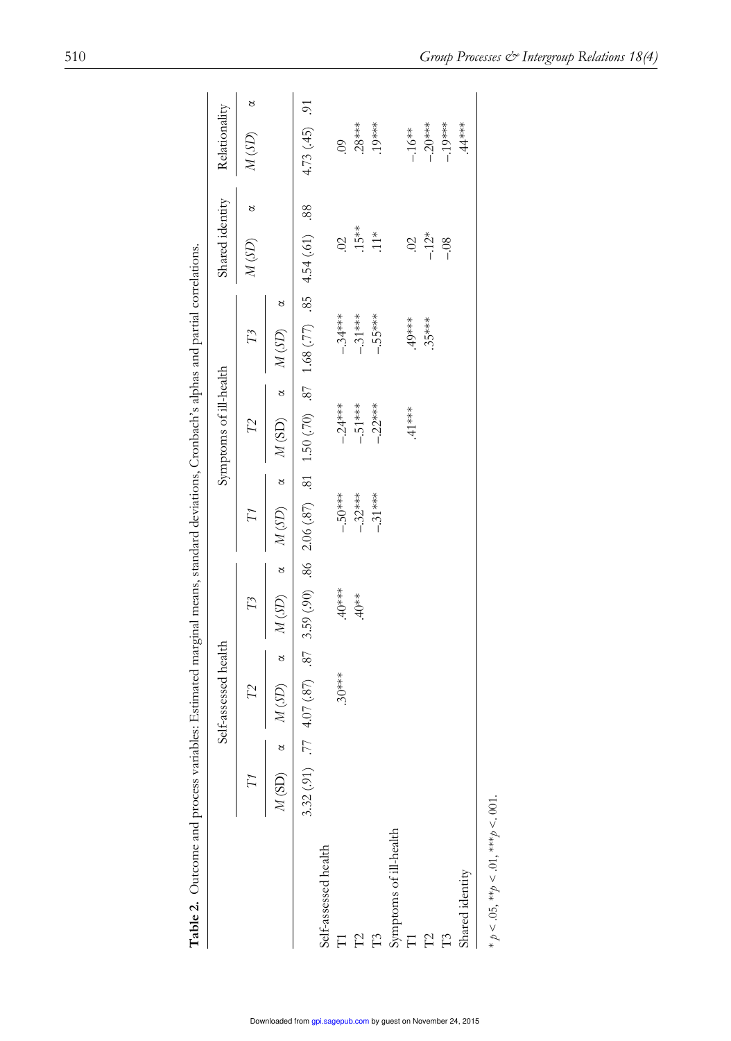**Table 2.** Outcome and process variables: Estimated marginal means, standard deviations, Cronbach's alphas and partial correlations.

| | Self-assessed health | | | | | | Symptoms of ill-health | | | | | | Shared identity | | Relationality | |
|---|---|---|---|---|---|---|---|---|---|---|---|---|---|---|---|---|
| | *T1* | | *T2* | | *T3* | | *T1* | | *T2* | | *T3* | | | | | |
| | *M* (SD) | α | *M (SD)* | α | *M (SD)* | α | *M (SD)* | α | *M* (SD) | α | *M (SD)* | α | *M (SD)* | α | *M (SD)* | α |
| | 3.32 (.91) | .77 | 4.07 (.87) | .87 | 3.59 (.90) | .86 | 2.06 (.87) | .81 | 1.50 (.70) | .87 | 1.68 (.77) | .85 | 4.54 (.61) | .88 | 4.73 (.45) | .91 |
| Self-assessed health | | | | | | | | | | | | | | | | |
| T1 | | | .30*** | | .40*** | | -.50*** | | -.24*** | | -.34*** | | .02 | | .09 | |
| T2 | | | | | .40** | | -.32*** | | -.51*** | | -.31*** | | .15** | | .28*** | |
| T3 | | | | | | | -.31*** | | -.22*** | | -.55*** | | .11* | | .19*** | |
| Symptoms of ill-health | | | | | | | | | | | | | | | | |
| T1 | | | | | | | | | .41*** | | .49*** | | .02 | | -.16** | |
| T2 | | | | | | | | | | | .35*** | | -.12* | | -.20*** | |
| T3 | | | | | | | | | | | | | -.08 | | -.19*** | |
| Shared identity | | | | | | | | | | | | | | | .44*** | |

* $p < .05$, ** $p < .01$, *** $p < .001$.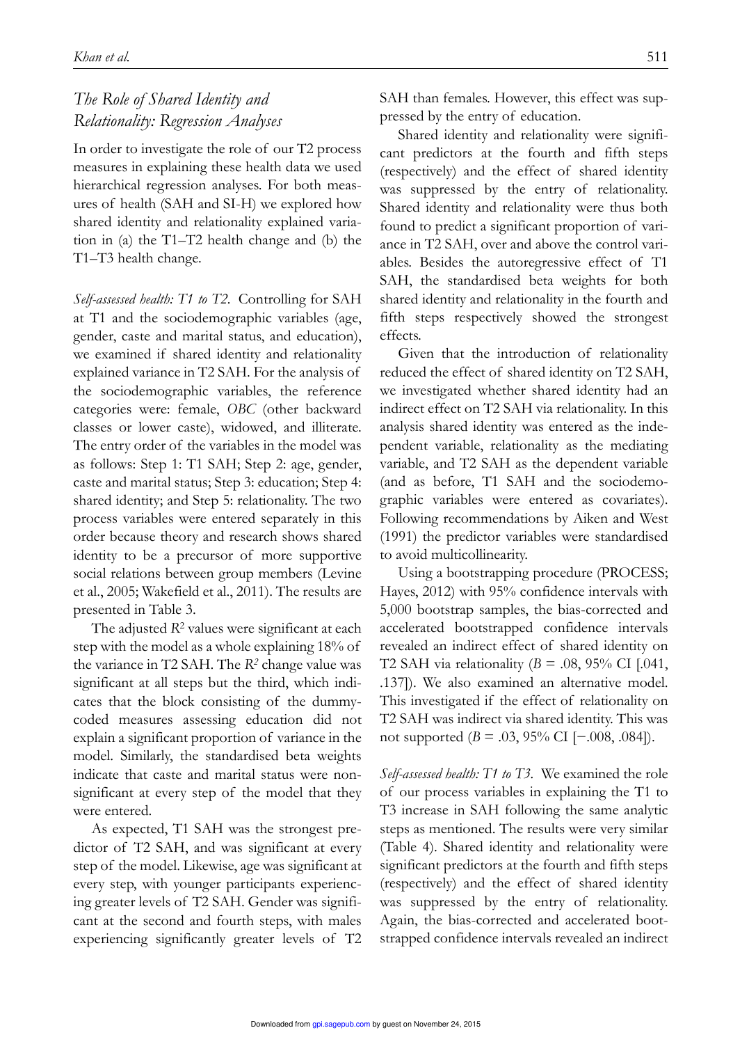## The Role of Shared Identity and Relationality: Regression Analyses

In order to investigate the role of our T2 process measures in explaining these health data we used hierarchical regression analyses. For both measures of health (SAH and SI-H) we explored how shared identity and relationality explained variation in (a) the T1–T2 health change and (b) the T1–T3 health change.

*Self-assessed health: T1 to T2.* Controlling for SAH at T1 and the sociodemographic variables (age, gender, caste and marital status, and education), we examined if shared identity and relationality explained variance in T2 SAH. For the analysis of the sociodemographic variables, the reference categories were: female, *OBC* (other backward classes or lower caste), widowed, and illiterate. The entry order of the variables in the model was as follows: Step 1: T1 SAH; Step 2: age, gender, caste and marital status; Step 3: education; Step 4: shared identity; and Step 5: relationality. The two process variables were entered separately in this order because theory and research shows shared identity to be a precursor of more supportive social relations between group members (Levine et al., 2005; Wakefield et al., 2011). The results are presented in Table 3.

The adjusted $R^2$ values were significant at each step with the model as a whole explaining 18% of the variance in T2 SAH. The $R^2$ change value was significant at all steps but the third, which indicates that the block consisting of the dummy-coded measures assessing education did not explain a significant proportion of variance in the model. Similarly, the standardised beta weights indicate that caste and marital status were non-significant at every step of the model that they were entered.

As expected, T1 SAH was the strongest predictor of T2 SAH, and was significant at every step of the model. Likewise, age was significant at every step, with younger participants experiencing greater levels of T2 SAH. Gender was significant at the second and fourth steps, with males experiencing significantly greater levels of T2 SAH than females. However, this effect was suppressed by the entry of education.

Shared identity and relationality were significant predictors at the fourth and fifth steps (respectively) and the effect of shared identity was suppressed by the entry of relationality. Shared identity and relationality were thus both found to predict a significant proportion of variance in T2 SAH, over and above the control variables. Besides the autoregressive effect of T1 SAH, the standardised beta weights for both shared identity and relationality in the fourth and fifth steps respectively showed the strongest effects.

Given that the introduction of relationality reduced the effect of shared identity on T2 SAH, we investigated whether shared identity had an indirect effect on T2 SAH via relationality. In this analysis shared identity was entered as the independent variable, relationality as the mediating variable, and T2 SAH as the dependent variable (and as before, T1 SAH and the sociodemographic variables were entered as covariates). Following recommendations by Aiken and West (1991) the predictor variables were standardised to avoid multicollinearity.

Using a bootstrapping procedure (PROCESS; Hayes, 2012) with 95% confidence intervals with 5,000 bootstrap samples, the bias-corrected and accelerated bootstrapped confidence intervals revealed an indirect effect of shared identity on T2 SAH via relationality ($B = .08$, 95% CI [.041, .137]). We also examined an alternative model. This investigated if the effect of relationality on T2 SAH was indirect via shared identity. This was not supported ($B = .03$, 95% CI [−.008, .084]).

*Self-assessed health: T1 to T3.* We examined the role of our process variables in explaining the T1 to T3 increase in SAH following the same analytic steps as mentioned. The results were very similar (Table 4). Shared identity and relationality were significant predictors at the fourth and fifth steps (respectively) and the effect of shared identity was suppressed by the entry of relationality. Again, the bias-corrected and accelerated bootstrapped confidence intervals revealed an indirect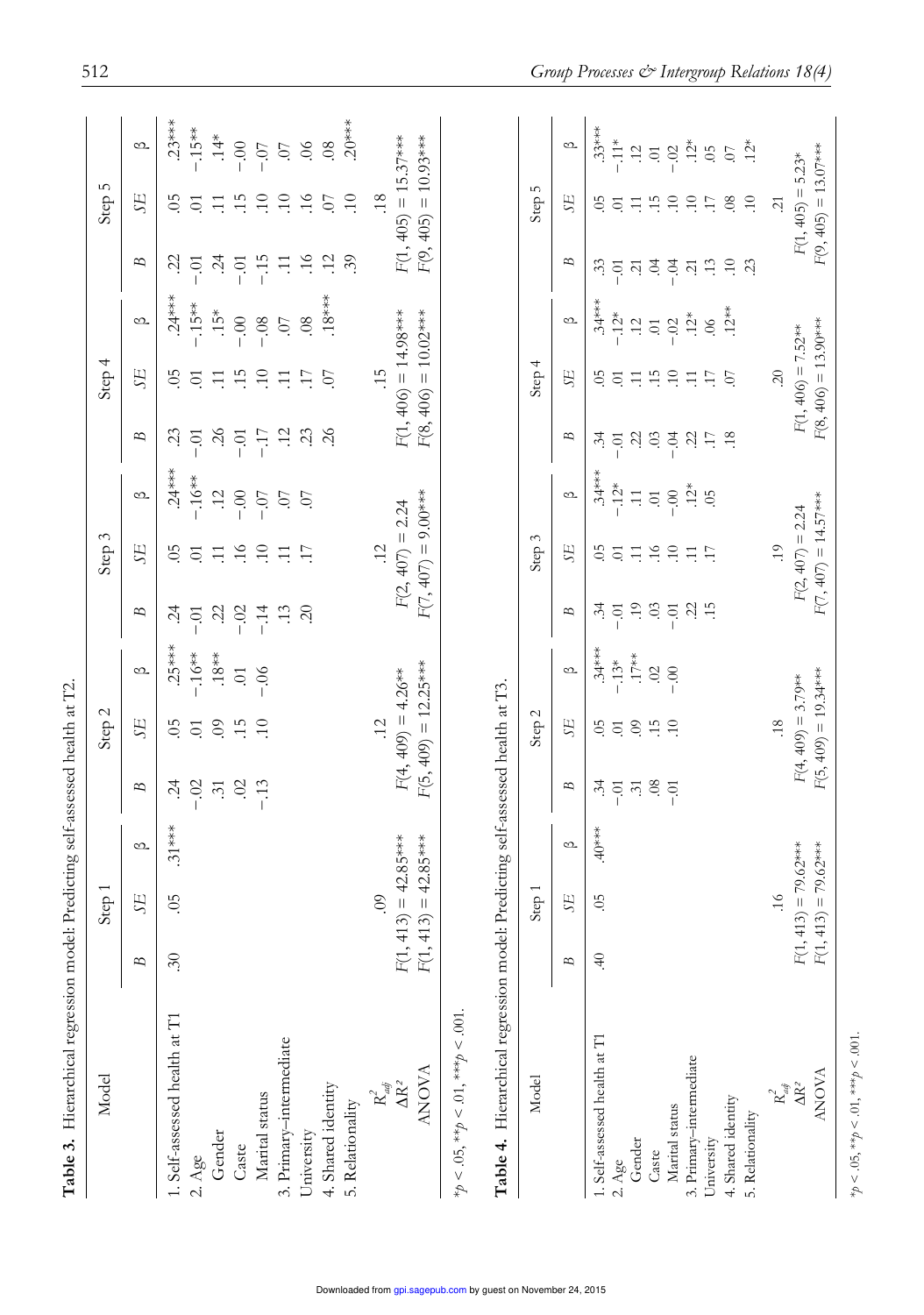**Table 3.** Hierarchical regression model: Predicting self-assessed health at T2.

| Model | Step 1 | | | Step 2 | | | Step 3 | | | Step 4 | | | Step 5 | | |
|---|---|---|---|---|---|---|---|---|---|---|---|---|---|---|---|
| | *B* | *SE* | β | *B* | *SE* | β | *B* | *SE* | β | *B* | *SE* | β | *B* | *SE* | β |
| 1. Self-assessed health at T1 | .30 | .05 | .31*** | .24 | .05 | .25*** | .24 | .05 | .24*** | .23 | .05 | .24*** | .22 | .05 | .23*** |
| 2. Age | | | | -.02 | .01 | -.16** | -.01 | .01 | -.16** | -.01 | .01 | -.15** | -.01 | .01 | -.15** |
| Gender | | | | .31 | .09 | .18** | .22 | .11 | .12 | .26 | .11 | .15* | .24 | .11 | .14* |
| Caste | | | | .02 | .15 | .01 | -.02 | .16 | -.00 | -.01 | .15 | -.00 | -.01 | .15 | -.00 |
| Marital status | | | | -.13 | .10 | -.06 | -.14 | .10 | -.07 | -.17 | .10 | -.08 | -.15 | .10 | -.07 |
| 3. Primary–intermediate | | | | | | | .13 | .11 | .07 | .12 | .11 | .07 | .11 | .10 | .07 |
| University | | | | | | | .20 | .17 | .07 | .23 | .17 | .08 | .16 | .16 | .06 |
| 4. Shared identity | | | | | | | | | | .26 | .07 | .18*** | .12 | .07 | .08 |
| 5. Relationality | | | | | | | | | | | | | .39 | .10 | .20*** |
| $R^2_{adj}$ | | .09 | | | .12 | | | .12 | | | .15 | | | .18 | |
| $\Delta R^2$ | $F(1, 413) = 42.85$*** | | | $F(4, 409) = 4.26$** | | | $F(2, 407) = 2.24$ | | | $F(1, 406) = 14.98$*** | | | $F(1, 405) = 15.37$*** | | |
| ANOVA | $F(1, 413) = 42.85$*** | | | $F(5, 409) = 12.25$*** | | | $F(7, 407) = 9.00$*** | | | $F(8, 406) = 10.02$*** | | | $F(9, 405) = 10.93$*** | | |

*$p < .05$, **$p < .01$, ***$p < .001$.

**Table 4.** Hierarchical regression model: Predicting self-assessed health at T3.

| Model | Step 1 | | | Step 2 | | | Step 3 | | | Step 4 | | | Step 5 | | |
|---|---|---|---|---|---|---|---|---|---|---|---|---|---|---|---|
| | *B* | *SE* | β | *B* | *SE* | β | *B* | *SE* | β | *B* | *SE* | β | *B* | *SE* | β |
| 1. Self-assessed health at T1 | .40 | .05 | .40*** | .34 | .05 | .34*** | .34 | .05 | .34*** | .34 | .05 | .34*** | .33 | .05 | .33*** |
| 2. Age | | | | -.01 | .01 | -.13* | -.01 | .01 | -.12* | -.01 | .01 | -.12* | -.01 | .01 | -.11* |
| Gender | | | | .31 | .09 | .17** | .19 | .11 | .11 | .22 | .11 | .12 | .21 | .11 | .12 |
| Caste | | | | .08 | .15 | .02 | .03 | .16 | .01 | .03 | .15 | .01 | .04 | .15 | .01 |
| Marital status | | | | -.01 | .10 | -.00 | -.01 | .10 | -.00 | -.04 | .10 | -.02 | -.04 | .10 | -.02 |
| 3. Primary–intermediate | | | | | | | .22 | .11 | .12* | .22 | .11 | .12* | .21 | .10 | .12* |
| University | | | | | | | .15 | .17 | .05 | .17 | .17 | .06 | .13 | .17 | .05 |
| 4. Shared identity | | | | | | | | | | .18 | .07 | .12** | .10 | .08 | .07 |
| 5. Relationality | | | | | | | | | | | | | .23 | .10 | .12* |
| $R^2_{adj}$ | | .16 | | | .18 | | | .19 | | | .20 | | | .21 | |
| $\Delta R^2$ | $F(1, 413) = 79.62$*** | | | $F(4, 409) = 3.79$** | | | $F(2, 407) = 2.24$ | | | $F(1, 406) = 7.52$** | | | $F(1, 405) = 5.23$* | | |
| ANOVA | $F(1, 413) = 79.62$*** | | | $F(5, 409) = 19.34$*** | | | $F(7, 407) = 14.57$*** | | | $F(8, 406) = 13.90$*** | | | $F(9, 405) = 13.07$*** | | |

*$p < .05$, **$p < .01$, ***$p < .001$.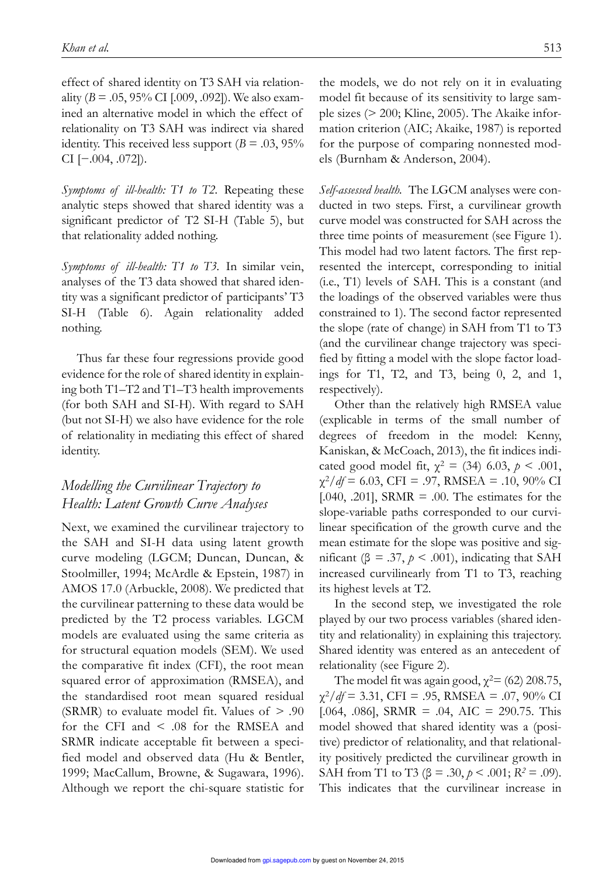effect of shared identity on T3 SAH via relationality ($B = .05$, 95% CI [.009, .092]). We also examined an alternative model in which the effect of relationality on T3 SAH was indirect via shared identity. This received less support ($B = .03$, 95% CI [−.004, .072]).

*Symptoms of ill-health: T1 to T2.* Repeating these analytic steps showed that shared identity was a significant predictor of T2 SI-H (Table 5), but that relationality added nothing.

*Symptoms of ill-health: T1 to T3.* In similar vein, analyses of the T3 data showed that shared identity was a significant predictor of participants' T3 SI-H (Table 6). Again relationality added nothing.

Thus far these four regressions provide good evidence for the role of shared identity in explaining both T1–T2 and T1–T3 health improvements (for both SAH and SI-H). With regard to SAH (but not SI-H) we also have evidence for the role of relationality in mediating this effect of shared identity.

## Modelling the Curvilinear Trajectory to Health: Latent Growth Curve Analyses

Next, we examined the curvilinear trajectory to the SAH and SI-H data using latent growth curve modeling (LGCM; Duncan, Duncan, & Stoolmiller, 1994; McArdle & Epstein, 1987) in AMOS 17.0 (Arbuckle, 2008). We predicted that the curvilinear patterning to these data would be predicted by the T2 process variables. LGCM models are evaluated using the same criteria as for structural equation models (SEM). We used the comparative fit index (CFI), the root mean squared error of approximation (RMSEA), and the standardised root mean squared residual (SRMR) to evaluate model fit. Values of > .90 for the CFI and < .08 for the RMSEA and SRMR indicate acceptable fit between a specified model and observed data (Hu & Bentler, 1999; MacCallum, Browne, & Sugawara, 1996). Although we report the chi-square statistic for the models, we do not rely on it in evaluating model fit because of its sensitivity to large sample sizes (> 200; Kline, 2005). The Akaike information criterion (AIC; Akaike, 1987) is reported for the purpose of comparing nonnested models (Burnham & Anderson, 2004).

*Self-assessed health.* The LGCM analyses were conducted in two steps. First, a curvilinear growth curve model was constructed for SAH across the three time points of measurement (see Figure 1). This model had two latent factors. The first represented the intercept, corresponding to initial (i.e., T1) levels of SAH. This is a constant (and the loadings of the observed variables were thus constrained to 1). The second factor represented the slope (rate of change) in SAH from T1 to T3 (and the curvilinear change trajectory was specified by fitting a model with the slope factor loadings for T1, T2, and T3, being 0, 2, and 1, respectively).

Other than the relatively high RMSEA value (explicable in terms of the small number of degrees of freedom in the model: Kenny, Kaniskan, & McCoach, 2013), the fit indices indicated good model fit, $\chi^2$ = (34) 6.03, $p < .001$, $\chi^2/df = 6.03$, CFI = .97, RMSEA = .10, 90% CI [.040, .201], SRMR = .00. The estimates for the slope-variable paths corresponded to our curvilinear specification of the growth curve and the mean estimate for the slope was positive and significant ($\beta = .37$, $p < .001$), indicating that SAH increased curvilinearly from T1 to T3, reaching its highest levels at T2.

In the second step, we investigated the role played by our two process variables (shared identity and relationality) in explaining this trajectory. Shared identity was entered as an antecedent of relationality (see Figure 2).

The model fit was again good, $\chi^2$= (62) 208.75, $\chi^2/df = 3.31$, CFI = .95, RMSEA = .07, 90% CI [.064, .086], SRMR = .04, AIC = 290.75. This model showed that shared identity was a (positive) predictor of relationality, and that relationality positively predicted the curvilinear growth in SAH from T1 to T3 ($\beta = .30$, $p < .001$; $R^2 = .09$). This indicates that the curvilinear increase in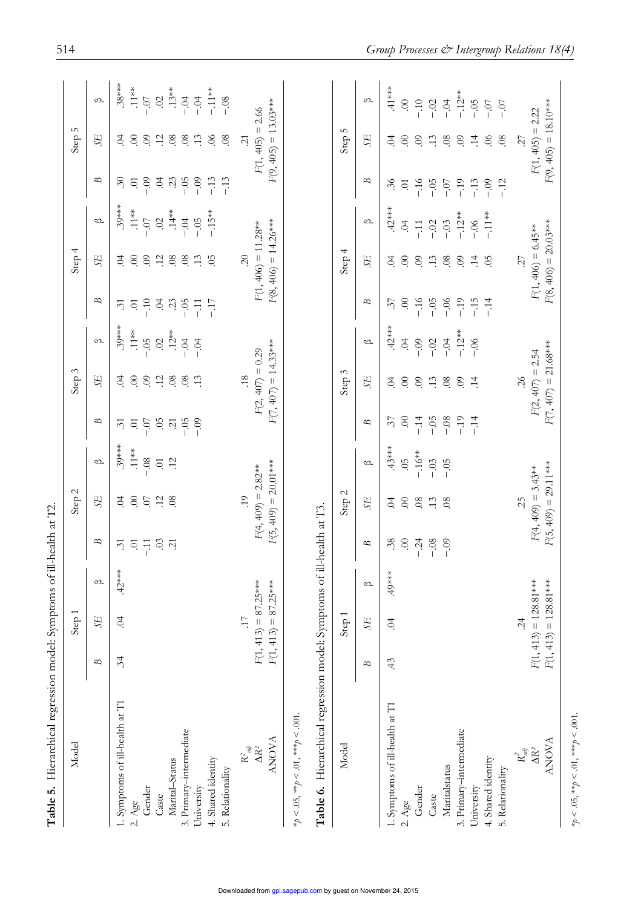**Table 5.** Hierarchical regression model: Symptoms of ill-health at T2.

| Model | Step 1 | | | Step 2 | | | Step 3 | | | Step 4 | | | Step 5 | | |
|---|---|---|---|---|---|---|---|---|---|---|---|---|---|---|---|
| | *B* | *SE* | β | *B* | *SE* | β | *B* | *SE* | β | *B* | *SE* | β | *B* | *SE* | β |
| 1. Symptoms of ill-health at T1 | .34 | .04 | .42*** | .31 | .04 | .39*** | .31 | .04 | .39*** | .31 | .04 | .39*** | .30 | .04 | .38*** |
| 2. Age | | | | .01 | .00 | .11** | .01 | .00 | .11** | .01 | .00 | .11** | .01 | .00 | .11** |
| Gender | | | | -.11 | .07 | -.08 | -.07 | .09 | -.05 | -.10 | .09 | -.07 | -.09 | .09 | -.07 |
| Caste | | | | .03 | .12 | .01 | .05 | .12 | .02 | .04 | .12 | .02 | .04 | .12 | .02 |
| Marital–Status | | | | .21 | .08 | .12 | .21 | .08 | .12** | .23 | .08 | .14** | .23 | .08 | .13** |
| 3. Primary–intermediate | | | | | | | -.05 | .08 | -.04 | -.05 | .08 | -.04 | -.05 | .08 | -.04 |
| University | | | | | | | -.09 | .13 | -.04 | -.11 | .13 | -.05 | -.09 | .13 | -.04 |
| 4. Shared identity | | | | | | | | | | -.17 | .05 | -.15** | -.13 | .06 | -.11** |
| 5. Relationality | | | | | | | | | | | | | -.13 | .08 | -.08 |
| $R^2_{adj}$ | | .17 | | | .19 | | | .18 | | | .20 | | | .21 | |
| $\Delta R^2$ | | $F(1, 413) = 87.25$*** | | | $F(4, 409) = 2.82$** | | | $F(2, 407) = 0.29$ | | | $F(1, 406) = 11.28$** | | | $F(1, 405) = 2.66$ | |
| ANOVA | | $F(1, 413) = 87.25$*** | | | $F(5, 409) = 20.01$*** | | | $F(7, 407) = 14.33$*** | | | $F(8, 406) = 14.26$*** | | | $F(9, 405) = 13.03$*** | |

*$p < .05$, **$p < .01$, ***$p < .001$.

**Table 6.** Hierarchical regression model: Symptoms of ill-health at T3.

| Model | Step 1 | | | Step 2 | | | Step 3 | | | Step 4 | | | Step 5 | | |
|---|---|---|---|---|---|---|---|---|---|---|---|---|---|---|---|
| | *B* | *SE* | β | *B* | *SE* | β | *B* | *SE* | β | *B* | *SE* | β | *B* | *SE* | β |
| 1. Symptoms of ill-health at T1 | .43 | .04 | .49*** | .38 | .04 | .43*** | .37 | .04 | .42*** | .37 | .04 | .42*** | .36 | .04 | .41*** |
| 2. Age | | | | .00 | .00 | .05 | .00 | .00 | .04 | .00 | .00 | .04 | .01 | .00 | .00 |
| Gender | | | | -.24 | .08 | -.16** | -.14 | .09 | -.09 | -.16 | .09 | -.11 | -.16 | .09 | -.10 |
| Caste | | | | -.08 | .13 | -.03 | -.05 | .13 | -.02 | -.05 | .13 | -.02 | -.05 | .13 | -.02 |
| Maritalstatus | | | | -.09 | .08 | -.05 | -.08 | .08 | -.04 | -.06 | .08 | -.03 | -.07 | .08 | -.04 |
| 3. Primary–intermediate | | | | | | | -.19 | .09 | -.12** | -.19 | .09 | -.12** | -.19 | .09 | -.12** |
| University | | | | | | | -.14 | .14 | -.06 | -.15 | .14 | -.06 | -.13 | .14 | -.05 |
| 4. Shared identity | | | | | | | | | | -.14 | .05 | -.11** | -.09 | .06 | -.07 |
| 5. Relationality | | | | | | | | | | | | | -.12 | .08 | -.07 |
| $R^2_{adj}$ | | .24 | | | .25 | | | .26 | | | .27 | | | .27 | |
| $\Delta R^2$ | | $F(1, 413) = 128.81$*** | | | $F(4, 409) = 3.43$** | | | $F(2, 407) = 2.54$ | | | $F(1, 406) = 6.45$** | | | $F(1, 405) = 2.22$ | |
| ANOVA | | $F(1, 413) = 128.81$*** | | | $F(5, 409) = 29.11$*** | | | $F(7, 407) = 21.68$*** | | | $F(8, 406) = 20.03$*** | | | $F(9, 405) = 18.10$*** | |

*$p < .05$, **$p < .01$, ***$p < .001$.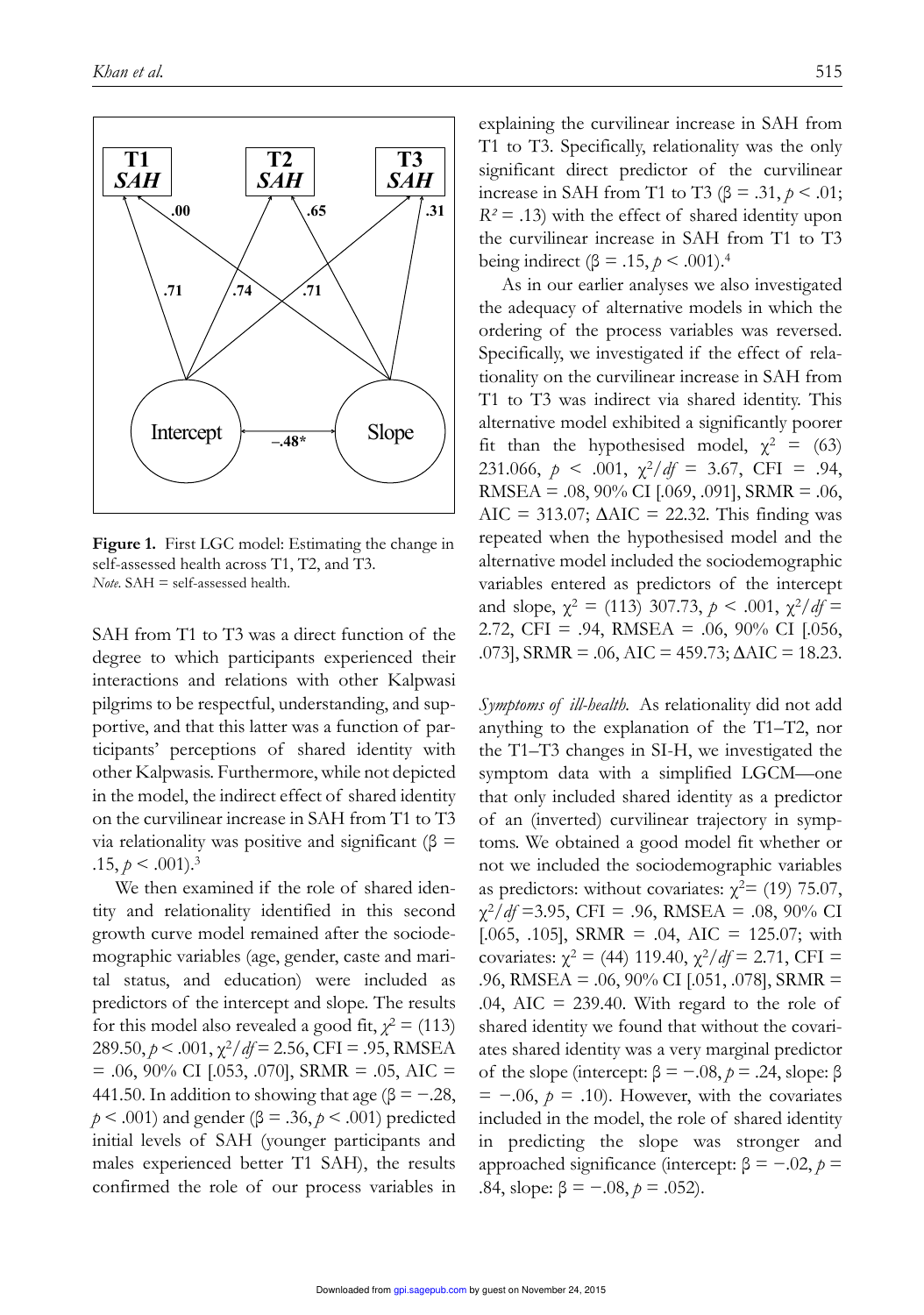**Figure 1.** First LGC model: Estimating the change in self-assessed health across T1, T2, and T3.
*Note.* SAH = self-assessed health.

SAH from T1 to T3 was a direct function of the degree to which participants experienced their interactions and relations with other Kalpwasi pilgrims to be respectful, understanding, and supportive, and that this latter was a function of participants' perceptions of shared identity with other Kalpwasis. Furthermore, while not depicted in the model, the indirect effect of shared identity on the curvilinear increase in SAH from T1 to T3 via relationality was positive and significant (β = .15, $p < .001$).[3]

We then examined if the role of shared identity and relationality identified in this second growth curve model remained after the sociodemographic variables (age, gender, caste and marital status, and education) were included as predictors of the intercept and slope. The results for this model also revealed a good fit, $\chi^2$ = (113) 289.50, $p < .001$, $\chi^2/df$ = 2.56, CFI = .95, RMSEA = .06, 90% CI [.053, .070], SRMR = .05, AIC = 441.50. In addition to showing that age (β = −.28, $p < .001$) and gender (β = .36, $p < .001$) predicted initial levels of SAH (younger participants and males experienced better T1 SAH), the results confirmed the role of our process variables in explaining the curvilinear increase in SAH from T1 to T3. Specifically, relationality was the only significant direct predictor of the curvilinear increase in SAH from T1 to T3 (β = .31, $p < .01$; $R^2$ = .13) with the effect of shared identity upon the curvilinear increase in SAH from T1 to T3 being indirect (β = .15, $p < .001$).[4]

As in our earlier analyses we also investigated the adequacy of alternative models in which the ordering of the process variables was reversed. Specifically, we investigated if the effect of relationality on the curvilinear increase in SAH from T1 to T3 was indirect via shared identity. This alternative model exhibited a significantly poorer fit than the hypothesised model, $\chi^2$ = (63) 231.066, $p < .001$, $\chi^2/df$ = 3.67, CFI = .94, RMSEA = .08, 90% CI [.069, .091], SRMR = .06, AIC = 313.07; ΔAIC = 22.32. This finding was repeated when the hypothesised model and the alternative model included the sociodemographic variables entered as predictors of the intercept and slope, $\chi^2$ = (113) 307.73, $p < .001$, $\chi^2/df$ = 2.72, CFI = .94, RMSEA = .06, 90% CI [.056, .073], SRMR = .06, AIC = 459.73; ΔAIC = 18.23.

*Symptoms of ill-health.* As relationality did not add anything to the explanation of the T1–T2, nor the T1–T3 changes in SI-H, we investigated the symptom data with a simplified LGCM—one that only included shared identity as a predictor of an (inverted) curvilinear trajectory in symptoms. We obtained a good model fit whether or not we included the sociodemographic variables as predictors: without covariates: $\chi^2$= (19) 75.07, $\chi^2/df$ =3.95, CFI = .96, RMSEA = .08, 90% CI [.065, .105], SRMR = .04, AIC = 125.07; with covariates: $\chi^2$ = (44) 119.40, $\chi^2/df$ = 2.71, CFI = .96, RMSEA = .06, 90% CI [.051, .078], SRMR = .04, AIC = 239.40. With regard to the role of shared identity we found that without the covariates shared identity was a very marginal predictor of the slope (intercept: β = −.08, $p$ = .24, slope: β = −.06, $p$ = .10). However, with the covariates included in the model, the role of shared identity in predicting the slope was stronger and approached significance (intercept: β = −.02, $p$ = .84, slope: β = −.08, $p$ = .052).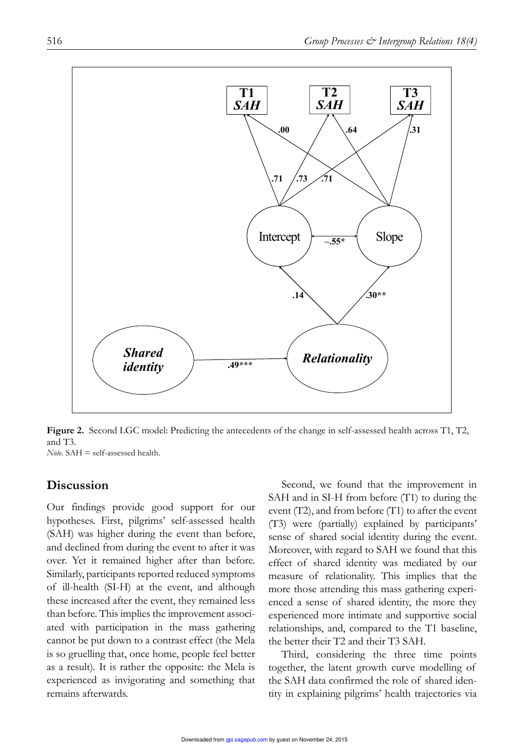**Figure 2.** Second LGC model: Predicting the antecedents of the change in self-assessed health across T1, T2, and T3.
*Note*. SAH = self-assessed health.

## Discussion

Our findings provide good support for our hypotheses. First, pilgrims' self-assessed health (SAH) was higher during the event than before, and declined from during the event to after it was over. Yet it remained higher after than before. Similarly, participants reported reduced symptoms of ill-health (SI-H) at the event, and although these increased after the event, they remained less than before. This implies the improvement associated with participation in the mass gathering cannot be put down to a contrast effect (the Mela is so gruelling that, once home, people feel better as a result). It is rather the opposite: the Mela is experienced as invigorating and something that remains afterwards.

Second, we found that the improvement in SAH and in SI-H from before (T1) to during the event (T2), and from before (T1) to after the event (T3) were (partially) explained by participants' sense of shared social identity during the event. Moreover, with regard to SAH we found that this effect of shared identity was mediated by our measure of relationality. This implies that the more those attending this mass gathering experienced a sense of shared identity, the more they experienced more intimate and supportive social relationships, and, compared to the T1 baseline, the better their T2 and their T3 SAH.

Third, considering the three time points together, the latent growth curve modelling of the SAH data confirmed the role of shared identity in explaining pilgrims' health trajectories via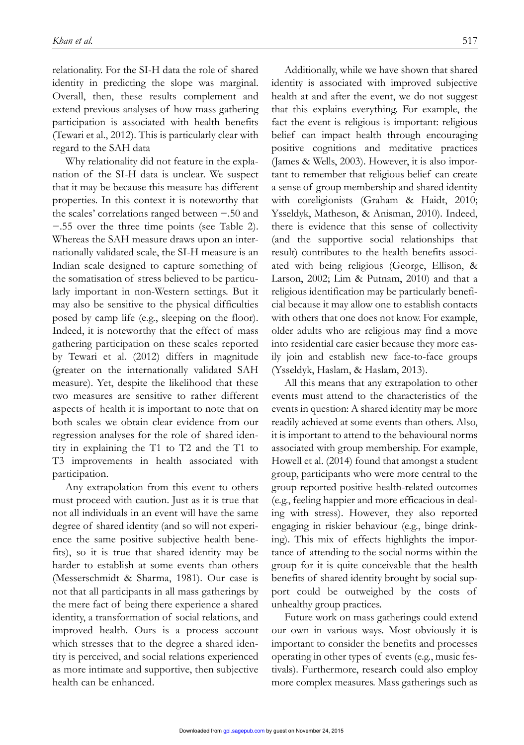relationality. For the SI-H data the role of shared identity in predicting the slope was marginal. Overall, then, these results complement and extend previous analyses of how mass gathering participation is associated with health benefits (Tewari et al., 2012). This is particularly clear with regard to the SAH data

Why relationality did not feature in the explanation of the SI-H data is unclear. We suspect that it may be because this measure has different properties. In this context it is noteworthy that the scales' correlations ranged between −.50 and −.55 over the three time points (see Table 2). Whereas the SAH measure draws upon an internationally validated scale, the SI-H measure is an Indian scale designed to capture something of the somatisation of stress believed to be particularly important in non-Western settings. But it may also be sensitive to the physical difficulties posed by camp life (e.g., sleeping on the floor). Indeed, it is noteworthy that the effect of mass gathering participation on these scales reported by Tewari et al. (2012) differs in magnitude (greater on the internationally validated SAH measure). Yet, despite the likelihood that these two measures are sensitive to rather different aspects of health it is important to note that on both scales we obtain clear evidence from our regression analyses for the role of shared identity in explaining the T1 to T2 and the T1 to T3 improvements in health associated with participation.

Any extrapolation from this event to others must proceed with caution. Just as it is true that not all individuals in an event will have the same degree of shared identity (and so will not experience the same positive subjective health benefits), so it is true that shared identity may be harder to establish at some events than others (Messerschmidt & Sharma, 1981). Our case is not that all participants in all mass gatherings by the mere fact of being there experience a shared identity, a transformation of social relations, and improved health. Ours is a process account which stresses that to the degree a shared identity is perceived, and social relations experienced as more intimate and supportive, then subjective health can be enhanced.

Additionally, while we have shown that shared identity is associated with improved subjective health at and after the event, we do not suggest that this explains everything. For example, the fact the event is religious is important: religious belief can impact health through encouraging positive cognitions and meditative practices (James & Wells, 2003). However, it is also important to remember that religious belief can create a sense of group membership and shared identity with coreligionists (Graham & Haidt, 2010; Ysseldyk, Matheson, & Anisman, 2010). Indeed, there is evidence that this sense of collectivity (and the supportive social relationships that result) contributes to the health benefits associated with being religious (George, Ellison, & Larson, 2002; Lim & Putnam, 2010) and that a religious identification may be particularly beneficial because it may allow one to establish contacts with others that one does not know. For example, older adults who are religious may find a move into residential care easier because they more easily join and establish new face-to-face groups (Ysseldyk, Haslam, & Haslam, 2013).

All this means that any extrapolation to other events must attend to the characteristics of the events in question: A shared identity may be more readily achieved at some events than others. Also, it is important to attend to the behavioural norms associated with group membership. For example, Howell et al. (2014) found that amongst a student group, participants who were more central to the group reported positive health-related outcomes (e.g., feeling happier and more efficacious in dealing with stress). However, they also reported engaging in riskier behaviour (e.g., binge drinking). This mix of effects highlights the importance of attending to the social norms within the group for it is quite conceivable that the health benefits of shared identity brought by social support could be outweighed by the costs of unhealthy group practices.

Future work on mass gatherings could extend our own in various ways. Most obviously it is important to consider the benefits and processes operating in other types of events (e.g., music festivals). Furthermore, research could also employ more complex measures. Mass gatherings such as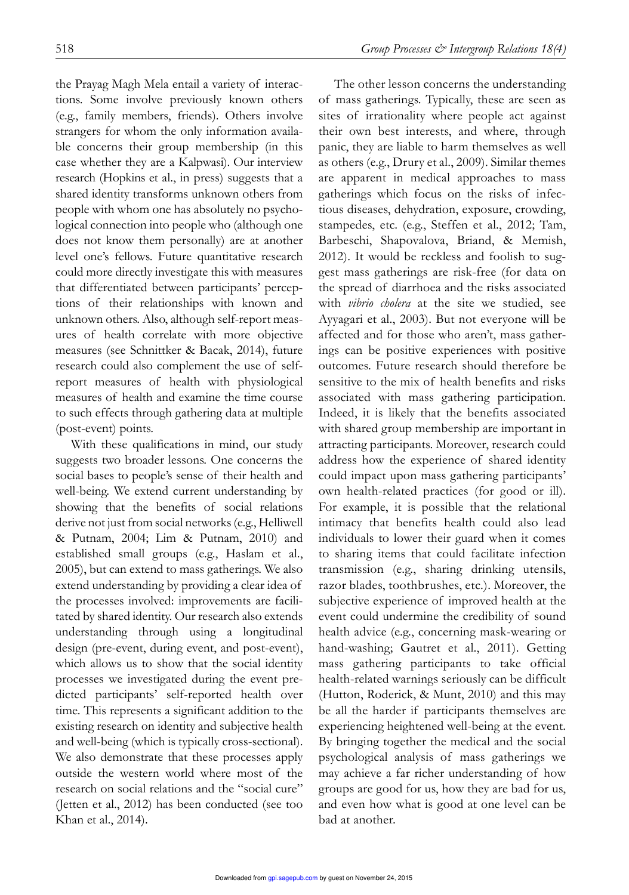the Prayag Magh Mela entail a variety of interactions. Some involve previously known others (e.g., family members, friends). Others involve strangers for whom the only information available concerns their group membership (in this case whether they are a Kalpwasi). Our interview research (Hopkins et al., in press) suggests that a shared identity transforms unknown others from people with whom one has absolutely no psychological connection into people who (although one does not know them personally) are at another level one's fellows. Future quantitative research could more directly investigate this with measures that differentiated between participants' perceptions of their relationships with known and unknown others. Also, although self-report measures of health correlate with more objective measures (see Schnittker & Bacak, 2014), future research could also complement the use of self-report measures of health with physiological measures of health and examine the time course to such effects through gathering data at multiple (post-event) points.

With these qualifications in mind, our study suggests two broader lessons. One concerns the social bases to people's sense of their health and well-being. We extend current understanding by showing that the benefits of social relations derive not just from social networks (e.g., Helliwell & Putnam, 2004; Lim & Putnam, 2010) and established small groups (e.g., Haslam et al., 2005), but can extend to mass gatherings. We also extend understanding by providing a clear idea of the processes involved: improvements are facilitated by shared identity. Our research also extends understanding through using a longitudinal design (pre-event, during event, and post-event), which allows us to show that the social identity processes we investigated during the event predicted participants' self-reported health over time. This represents a significant addition to the existing research on identity and subjective health and well-being (which is typically cross-sectional). We also demonstrate that these processes apply outside the western world where most of the research on social relations and the "social cure" (Jetten et al., 2012) has been conducted (see too Khan et al., 2014).

The other lesson concerns the understanding of mass gatherings. Typically, these are seen as sites of irrationality where people act against their own best interests, and where, through panic, they are liable to harm themselves as well as others (e.g., Drury et al., 2009). Similar themes are apparent in medical approaches to mass gatherings which focus on the risks of infectious diseases, dehydration, exposure, crowding, stampedes, etc. (e.g., Steffen et al., 2012; Tam, Barbeschi, Shapovalova, Briand, & Memish, 2012). It would be reckless and foolish to suggest mass gatherings are risk-free (for data on the spread of diarrhoea and the risks associated with *vibrio cholera* at the site we studied, see Ayyagari et al., 2003). But not everyone will be affected and for those who aren't, mass gatherings can be positive experiences with positive outcomes. Future research should therefore be sensitive to the mix of health benefits and risks associated with mass gathering participation. Indeed, it is likely that the benefits associated with shared group membership are important in attracting participants. Moreover, research could address how the experience of shared identity could impact upon mass gathering participants' own health-related practices (for good or ill). For example, it is possible that the relational intimacy that benefits health could also lead individuals to lower their guard when it comes to sharing items that could facilitate infection transmission (e.g., sharing drinking utensils, razor blades, toothbrushes, etc.). Moreover, the subjective experience of improved health at the event could undermine the credibility of sound health advice (e.g., concerning mask-wearing or hand-washing; Gautret et al., 2011). Getting mass gathering participants to take official health-related warnings seriously can be difficult (Hutton, Roderick, & Munt, 2010) and this may be all the harder if participants themselves are experiencing heightened well-being at the event. By bringing together the medical and the social psychological analysis of mass gatherings we may achieve a far richer understanding of how groups are good for us, how they are bad for us, and even how what is good at one level can be bad at another.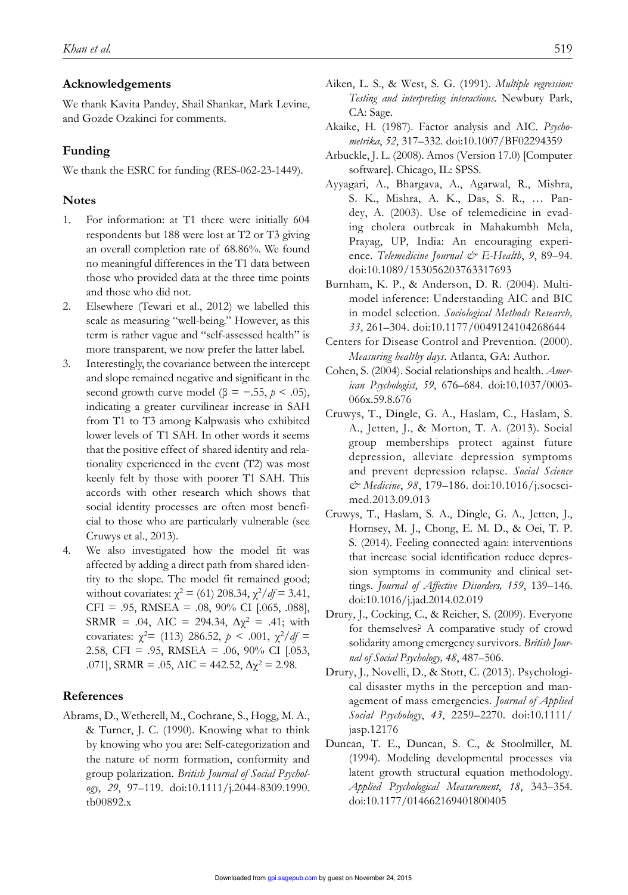## Acknowledgements

We thank Kavita Pandey, Shail Shankar, Mark Levine, and Gozde Ozakinci for comments.

## Funding

We thank the ESRC for funding (RES-062-23-1449).

## Notes

1. For information: at T1 there were initially 604 respondents but 188 were lost at T2 or T3 giving an overall completion rate of 68.86%. We found no meaningful differences in the T1 data between those who provided data at the three time points and those who did not.
2. Elsewhere (Tewari et al., 2012) we labelled this scale as measuring "well-being." However, as this term is rather vague and "self-assessed health" is more transparent, we now prefer the latter label.
3. Interestingly, the covariance between the intercept and slope remained negative and significant in the second growth curve model ($\beta = -.55$, $p < .05$), indicating a greater curvilinear increase in SAH from T1 to T3 among Kalpwasis who exhibited lower levels of T1 SAH. In other words it seems that the positive effect of shared identity and relationality experienced in the event (T2) was most keenly felt by those with poorer T1 SAH. This accords with other research which shows that social identity processes are often most beneficial to those who are particularly vulnerable (see Cruwys et al., 2013).
4. We also investigated how the model fit was affected by adding a direct path from shared identity to the slope. The model fit remained good; without covariates: $\chi^2 = (61)\ 208.34$, $\chi^2/df = 3.41$, CFI = .95, RMSEA = .08, 90% CI [.065, .088], SRMR = .04, AIC = 294.34, $\Delta\chi^2 = .41$; with covariates: $\chi^2 = (113)\ 286.52$, $p < .001$, $\chi^2/df = 2.58$, CFI = .95, RMSEA = .06, 90% CI [.053, .071], SRMR = .05, AIC = 442.52, $\Delta\chi^2 = 2.98$.

## References

Abrams, D., Wetherell, M., Cochrane, S., Hogg, M. A., & Turner, J. C. (1990). Knowing what to think by knowing who you are: Self-categorization and the nature of norm formation, conformity and group polarization. *British Journal of Social Psychology*, *29*, 97–119. doi:10.1111/j.2044-8309.1990.tb00892.x

Aiken, L. S., & West, S. G. (1991). *Multiple regression: Testing and interpreting interactions*. Newbury Park, CA: Sage.

Akaike, H. (1987). Factor analysis and AIC. *Psychometrika*, *52*, 317–332. doi:10.1007/BF02294359

Arbuckle, J. L. (2008). Amos (Version 17.0) [Computer software]. Chicago, IL: SPSS.

Ayyagari, A., Bhargava, A., Agarwal, R., Mishra, S. K., Mishra, A. K., Das, S. R., … Pandey, A. (2003). Use of telemedicine in evading cholera outbreak in Mahakumbh Mela, Prayag, UP, India: An encouraging experience. *Telemedicine Journal & E-Health*, *9*, 89–94. doi:10.1089/153056203763317693

Burnham, K. P., & Anderson, D. R. (2004). Multimodel inference: Understanding AIC and BIC in model selection. *Sociological Methods Research, 33*, 261–304. doi:10.1177/0049124104268644

Centers for Disease Control and Prevention. (2000). *Measuring healthy days*. Atlanta, GA: Author.

Cohen, S. (2004). Social relationships and health. *American Psychologist*, *59*, 676–684. doi:10.1037/0003-066x.59.8.676

Cruwys, T., Dingle, G. A., Haslam, C., Haslam, S. A., Jetten, J., & Morton, T. A. (2013). Social group memberships protect against future depression, alleviate depression symptoms and prevent depression relapse. *Social Science & Medicine*, *98*, 179–186. doi:10.1016/j.socscimed.2013.09.013

Cruwys, T., Haslam, S. A., Dingle, G. A., Jetten, J., Hornsey, M. J., Chong, E. M. D., & Oei, T. P. S. (2014). Feeling connected again: interventions that increase social identification reduce depression symptoms in community and clinical settings. *Journal of Affective Disorders, 159*, 139–146. doi:10.1016/j.jad.2014.02.019

Drury, J., Cocking, C., & Reicher, S. (2009). Everyone for themselves? A comparative study of crowd solidarity among emergency survivors. *British Journal of Social Psychology, 48*, 487–506.

Drury, J., Novelli, D., & Stott, C. (2013). Psychological disaster myths in the perception and management of mass emergencies. *Journal of Applied Social Psychology*, *43*, 2259–2270. doi:10.1111/jasp.12176

Duncan, T. E., Duncan, S. C., & Stoolmiller, M. (1994). Modeling developmental processes via latent growth structural equation methodology. *Applied Psychological Measurement*, *18*, 343–354. doi:10.1177/014662169401800405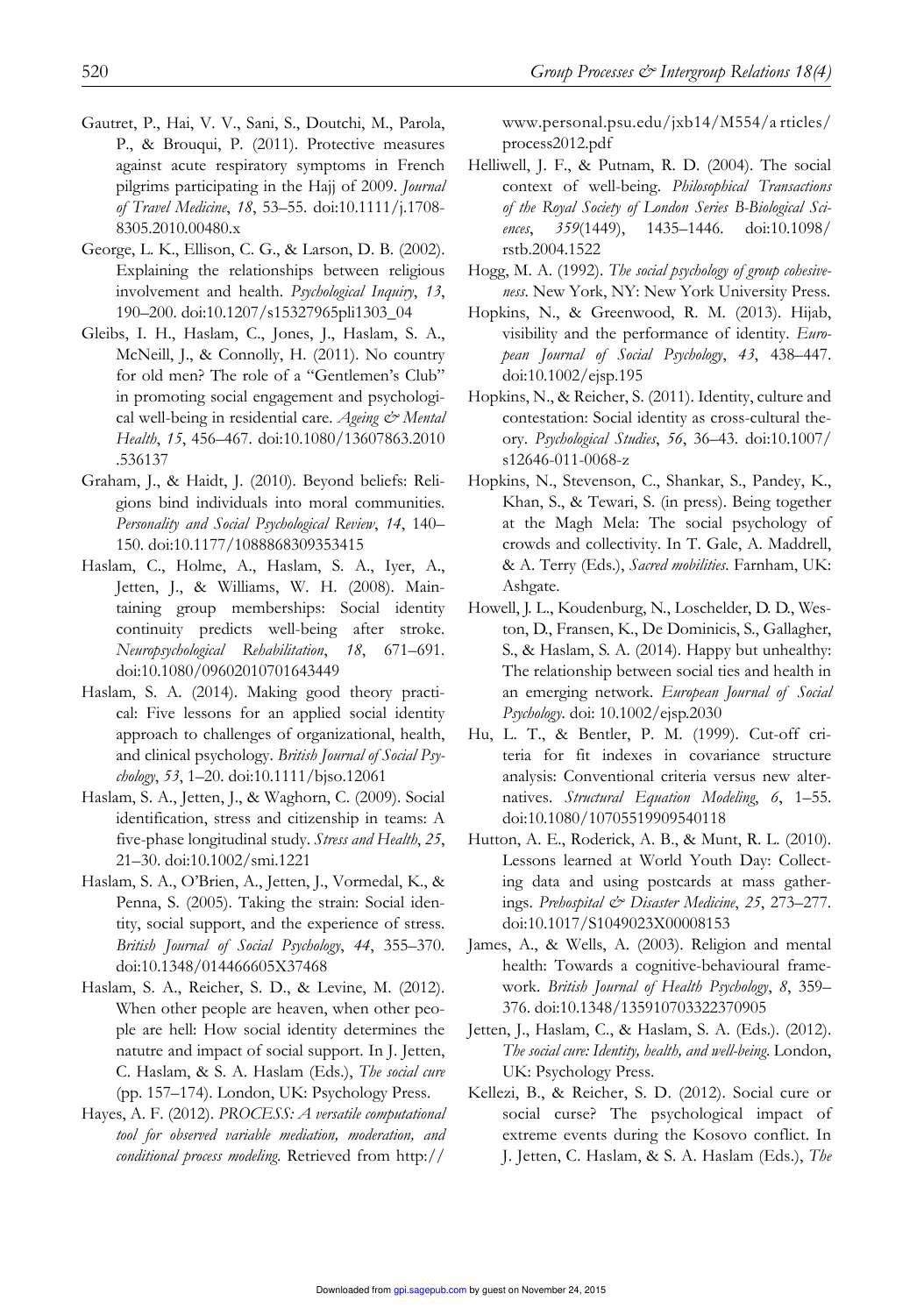Gautret, P., Hai, V. V., Sani, S., Doutchi, M., Parola, P., & Brouqui, P. (2011). Protective measures against acute respiratory symptoms in French pilgrims participating in the Hajj of 2009. *Journal of Travel Medicine*, *18*, 53–55. doi:10.1111/j.1708-8305.2010.00480.x

George, L. K., Ellison, C. G., & Larson, D. B. (2002). Explaining the relationships between religious involvement and health. *Psychological Inquiry*, *13*, 190–200. doi:10.1207/s15327965pli1303_04

Gleibs, I. H., Haslam, C., Jones, J., Haslam, S. A., McNeill, J., & Connolly, H. (2011). No country for old men? The role of a "Gentlemen's Club" in promoting social engagement and psychological well-being in residential care. *Ageing & Mental Health*, *15*, 456–467. doi:10.1080/13607863.2010.536137

Graham, J., & Haidt, J. (2010). Beyond beliefs: Religions bind individuals into moral communities. *Personality and Social Psychological Review*, *14*, 140–150. doi:10.1177/1088868309353415

Haslam, C., Holme, A., Haslam, S. A., Iyer, A., Jetten, J., & Williams, W. H. (2008). Maintaining group memberships: Social identity continuity predicts well-being after stroke. *Neuropsychological Rehabilitation*, *18*, 671–691. doi:10.1080/09602010701643449

Haslam, S. A. (2014). Making good theory practical: Five lessons for an applied social identity approach to challenges of organizational, health, and clinical psychology. *British Journal of Social Psychology*, *53*, 1–20. doi:10.1111/bjso.12061

Haslam, S. A., Jetten, J., & Waghorn, C. (2009). Social identification, stress and citizenship in teams: A five-phase longitudinal study. *Stress and Health*, *25*, 21–30. doi:10.1002/smi.1221

Haslam, S. A., O'Brien, A., Jetten, J., Vormedal, K., & Penna, S. (2005). Taking the strain: Social identity, social support, and the experience of stress. *British Journal of Social Psychology*, *44*, 355–370. doi:10.1348/014466605X37468

Haslam, S. A., Reicher, S. D., & Levine, M. (2012). When other people are heaven, when other people are hell: How social identity determines the natutre and impact of social support. In J. Jetten, C. Haslam, & S. A. Haslam (Eds.), *The social cure* (pp. 157–174). London, UK: Psychology Press.

Hayes, A. F. (2012). *PROCESS: A versatile computational tool for observed variable mediation, moderation, and conditional process modeling*. Retrieved from http://www.personal.psu.edu/jxb14/M554/a rticles/process2012.pdf

Helliwell, J. F., & Putnam, R. D. (2004). The social context of well-being. *Philosophical Transactions of the Royal Society of London Series B-Biological Sciences*, *359*(1449), 1435–1446. doi:10.1098/rstb.2004.1522

Hogg, M. A. (1992). *The social psychology of group cohesiveness*. New York, NY: New York University Press.

Hopkins, N., & Greenwood, R. M. (2013). Hijab, visibility and the performance of identity. *European Journal of Social Psychology*, *43*, 438–447. doi:10.1002/ejsp.195

Hopkins, N., & Reicher, S. (2011). Identity, culture and contestation: Social identity as cross-cultural theory. *Psychological Studies*, *56*, 36–43. doi:10.1007/s12646-011-0068-z

Hopkins, N., Stevenson, C., Shankar, S., Pandey, K., Khan, S., & Tewari, S. (in press). Being together at the Magh Mela: The social psychology of crowds and collectivity. In T. Gale, A. Maddrell, & A. Terry (Eds.), *Sacred mobilities*. Farnham, UK: Ashgate.

Howell, J. L., Koudenburg, N., Loschelder, D. D., Weston, D., Fransen, K., De Dominicis, S., Gallagher, S., & Haslam, S. A. (2014). Happy but unhealthy: The relationship between social ties and health in an emerging network. *European Journal of Social Psychology*. doi: 10.1002/ejsp.2030

Hu, L. T., & Bentler, P. M. (1999). Cut-off criteria for fit indexes in covariance structure analysis: Conventional criteria versus new alternatives. *Structural Equation Modeling*, *6*, 1–55. doi:10.1080/10705519909540118

Hutton, A. E., Roderick, A. B., & Munt, R. L. (2010). Lessons learned at World Youth Day: Collecting data and using postcards at mass gatherings. *Prehospital & Disaster Medicine*, *25*, 273–277. doi:10.1017/S1049023X00008153

James, A., & Wells, A. (2003). Religion and mental health: Towards a cognitive-behavioural framework. *British Journal of Health Psychology*, *8*, 359–376. doi:10.1348/135910703322370905

Jetten, J., Haslam, C., & Haslam, S. A. (Eds.). (2012). *The social cure: Identity, health, and well-being*. London, UK: Psychology Press.

Kellezi, B., & Reicher, S. D. (2012). Social cure or social curse? The psychological impact of extreme events during the Kosovo conflict. In J. Jetten, C. Haslam, & S. A. Haslam (Eds.), *The*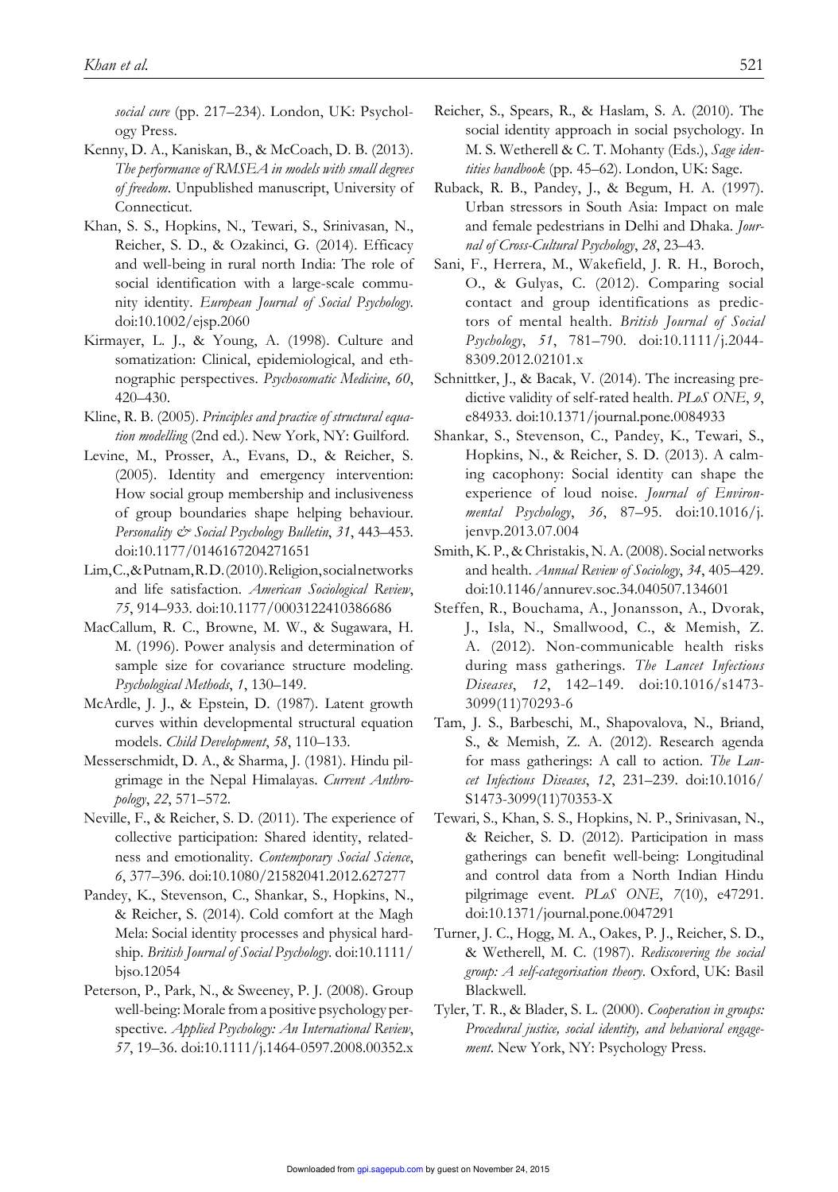*social cure* (pp. 217–234). London, UK: Psychology Press.

Kenny, D. A., Kaniskan, B., & McCoach, D. B. (2013). *The performance of RMSEA in models with small degrees of freedom*. Unpublished manuscript, University of Connecticut.

Khan, S. S., Hopkins, N., Tewari, S., Srinivasan, N., Reicher, S. D., & Ozakinci, G. (2014). Efficacy and well-being in rural north India: The role of social identification with a large-scale community identity. *European Journal of Social Psychology*. doi:10.1002/ejsp.2060

Kirmayer, L. J., & Young, A. (1998). Culture and somatization: Clinical, epidemiological, and ethnographic perspectives. *Psychosomatic Medicine*, *60*, 420–430.

Kline, R. B. (2005). *Principles and practice of structural equation modelling* (2nd ed.). New York, NY: Guilford.

Levine, M., Prosser, A., Evans, D., & Reicher, S. (2005). Identity and emergency intervention: How social group membership and inclusiveness of group boundaries shape helping behaviour. *Personality & Social Psychology Bulletin*, *31*, 443–453. doi:10.1177/0146167204271651

Lim, C., & Putnam, R. D. (2010). Religion, social networks and life satisfaction. *American Sociological Review*, *75*, 914–933. doi:10.1177/0003122410386686

MacCallum, R. C., Browne, M. W., & Sugawara, H. M. (1996). Power analysis and determination of sample size for covariance structure modeling. *Psychological Methods*, *1*, 130–149.

McArdle, J. J., & Epstein, D. (1987). Latent growth curves within developmental structural equation models. *Child Development*, *58*, 110–133.

Messerschmidt, D. A., & Sharma, J. (1981). Hindu pilgrimage in the Nepal Himalayas. *Current Anthropology*, *22*, 571–572.

Neville, F., & Reicher, S. D. (2011). The experience of collective participation: Shared identity, relatedness and emotionality. *Contemporary Social Science*, *6*, 377–396. doi:10.1080/21582041.2012.627277

Pandey, K., Stevenson, C., Shankar, S., Hopkins, N., & Reicher, S. (2014). Cold comfort at the Magh Mela: Social identity processes and physical hardship. *British Journal of Social Psychology*. doi:10.1111/bjso.12054

Peterson, P., Park, N., & Sweeney, P. J. (2008). Group well-being: Morale from a positive psychology perspective. *Applied Psychology: An International Review*, *57*, 19–36. doi:10.1111/j.1464-0597.2008.00352.x

Reicher, S., Spears, R., & Haslam, S. A. (2010). The social identity approach in social psychology. In M. S. Wetherell & C. T. Mohanty (Eds.), *Sage identities handbook* (pp. 45–62). London, UK: Sage.

Ruback, R. B., Pandey, J., & Begum, H. A. (1997). Urban stressors in South Asia: Impact on male and female pedestrians in Delhi and Dhaka. *Journal of Cross-Cultural Psychology*, *28*, 23–43.

Sani, F., Herrera, M., Wakefield, J. R. H., Boroch, O., & Gulyas, C. (2012). Comparing social contact and group identifications as predictors of mental health. *British Journal of Social Psychology*, *51*, 781–790. doi:10.1111/j.2044-8309.2012.02101.x

Schnittker, J., & Bacak, V. (2014). The increasing predictive validity of self-rated health. *PLoS ONE*, *9*, e84933. doi:10.1371/journal.pone.0084933

Shankar, S., Stevenson, C., Pandey, K., Tewari, S., Hopkins, N., & Reicher, S. D. (2013). A calming cacophony: Social identity can shape the experience of loud noise. *Journal of Environmental Psychology*, *36*, 87–95. doi:10.1016/j.jenvp.2013.07.004

Smith, K. P., & Christakis, N. A. (2008). Social networks and health. *Annual Review of Sociology*, *34*, 405–429. doi:10.1146/annurev.soc.34.040507.134601

Steffen, R., Bouchama, A., Jonansson, A., Dvorak, J., Isla, N., Smallwood, C., & Memish, Z. A. (2012). Non-communicable health risks during mass gatherings. *The Lancet Infectious Diseases*, *12*, 142–149. doi:10.1016/s1473-3099(11)70293-6

Tam, J. S., Barbeschi, M., Shapovalova, N., Briand, S., & Memish, Z. A. (2012). Research agenda for mass gatherings: A call to action. *The Lancet Infectious Diseases*, *12*, 231–239. doi:10.1016/S1473-3099(11)70353-X

Tewari, S., Khan, S. S., Hopkins, N. P., Srinivasan, N., & Reicher, S. D. (2012). Participation in mass gatherings can benefit well-being: Longitudinal and control data from a North Indian Hindu pilgrimage event. *PLoS ONE*, *7*(10), e47291. doi:10.1371/journal.pone.0047291

Turner, J. C., Hogg, M. A., Oakes, P. J., Reicher, S. D., & Wetherell, M. C. (1987). *Rediscovering the social group: A self-categorisation theory*. Oxford, UK: Basil Blackwell.

Tyler, T. R., & Blader, S. L. (2000). *Cooperation in groups: Procedural justice, social identity, and behavioral engagement*. New York, NY: Psychology Press.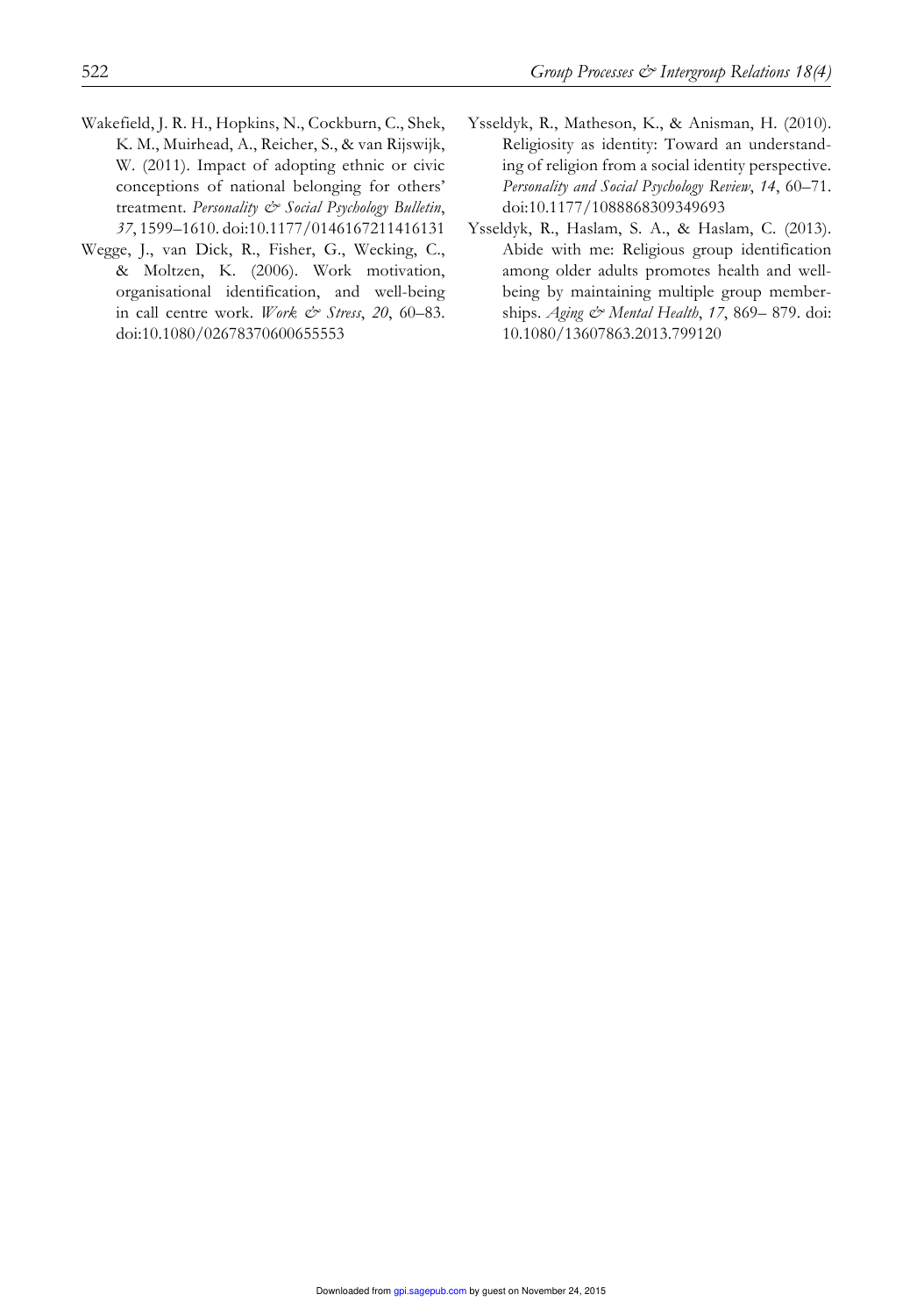Wakefield, J. R. H., Hopkins, N., Cockburn, C., Shek, K. M., Muirhead, A., Reicher, S., & van Rijswijk, W. (2011). Impact of adopting ethnic or civic conceptions of national belonging for others' treatment. *Personality & Social Psychology Bulletin*, *37*, 1599–1610. doi:10.1177/0146167211416131

Wegge, J., van Dick, R., Fisher, G., Wecking, C., & Moltzen, K. (2006). Work motivation, organisational identification, and well-being in call centre work. *Work & Stress*, *20*, 60–83. doi:10.1080/02678370600655553

Ysseldyk, R., Matheson, K., & Anisman, H. (2010). Religiosity as identity: Toward an understanding of religion from a social identity perspective. *Personality and Social Psychology Review*, *14*, 60–71. doi:10.1177/1088868309349693

Ysseldyk, R., Haslam, S. A., & Haslam, C. (2013). Abide with me: Religious group identification among older adults promotes health and well-being by maintaining multiple group memberships. *Aging & Mental Health*, *17*, 869– 879. doi: 10.1080/13607863.2013.799120